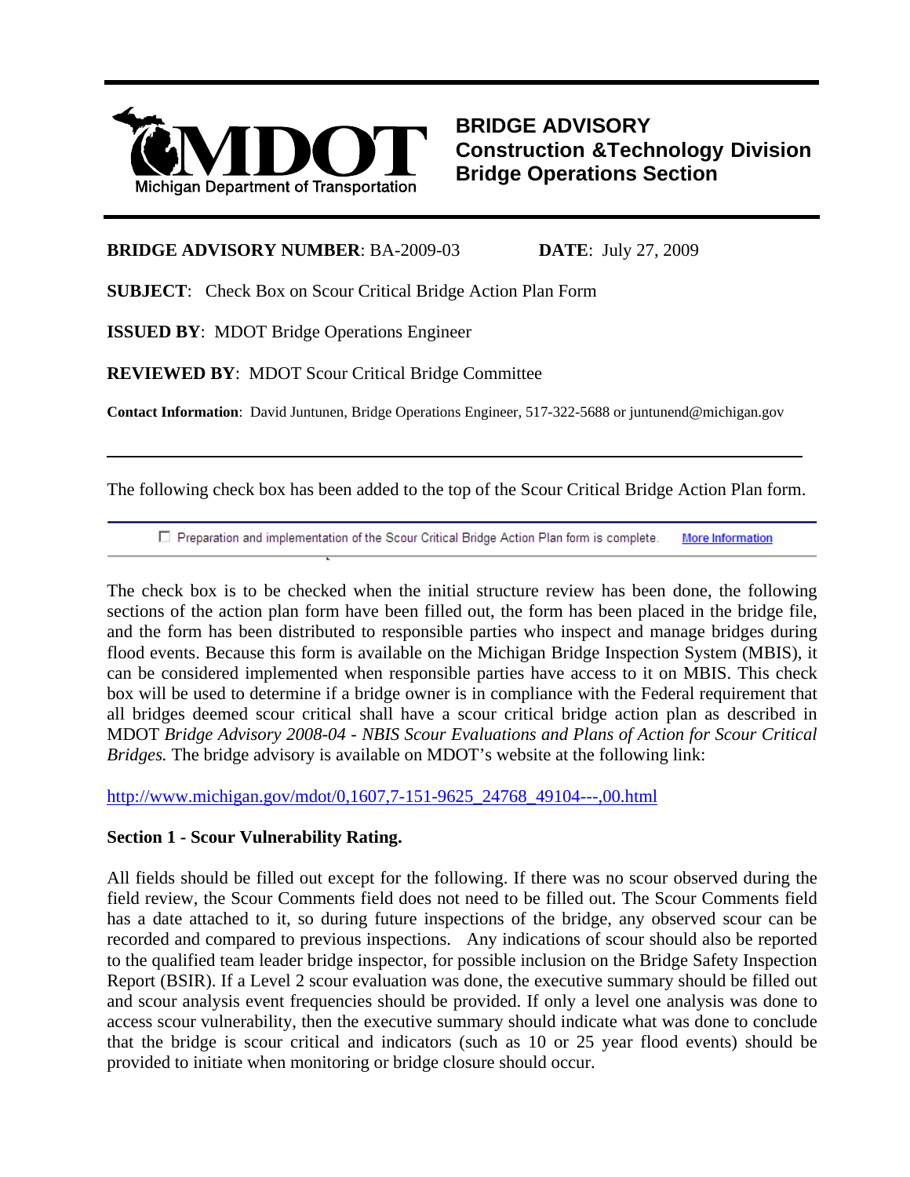MDOT
Michigan Department of Transportation

# BRIDGE ADVISORY
## Construction &Technology Division
## Bridge Operations Section

**BRIDGE ADVISORY NUMBER**: BA-2009-03 **DATE**: July 27, 2009

**SUBJECT**: Check Box on Scour Critical Bridge Action Plan Form

**ISSUED BY**: MDOT Bridge Operations Engineer

**REVIEWED BY**: MDOT Scour Critical Bridge Committee

**Contact Information**: David Juntunen, Bridge Operations Engineer, 517-322-5688 or juntunend@michigan.gov

---

The following check box has been added to the top of the Scour Critical Bridge Action Plan form.

☐ Preparation and implementation of the Scour Critical Bridge Action Plan form is complete. More Information

The check box is to be checked when the initial structure review has been done, the following sections of the action plan form have been filled out, the form has been placed in the bridge file, and the form has been distributed to responsible parties who inspect and manage bridges during flood events. Because this form is available on the Michigan Bridge Inspection System (MBIS), it can be considered implemented when responsible parties have access to it on MBIS. This check box will be used to determine if a bridge owner is in compliance with the Federal requirement that all bridges deemed scour critical shall have a scour critical bridge action plan as described in MDOT *Bridge Advisory 2008-04 - NBIS Scour Evaluations and Plans of Action for Scour Critical Bridges.* The bridge advisory is available on MDOT's website at the following link:

http://www.michigan.gov/mdot/0,1607,7-151-9625_24768_49104---,00.html

**Section 1 - Scour Vulnerability Rating.**

All fields should be filled out except for the following. If there was no scour observed during the field review, the Scour Comments field does not need to be filled out. The Scour Comments field has a date attached to it, so during future inspections of the bridge, any observed scour can be recorded and compared to previous inspections. Any indications of scour should also be reported to the qualified team leader bridge inspector, for possible inclusion on the Bridge Safety Inspection Report (BSIR). If a Level 2 scour evaluation was done, the executive summary should be filled out and scour analysis event frequencies should be provided. If only a level one analysis was done to access scour vulnerability, then the executive summary should indicate what was done to conclude that the bridge is scour critical and indicators (such as 10 or 25 year flood events) should be provided to initiate when monitoring or bridge closure should occur.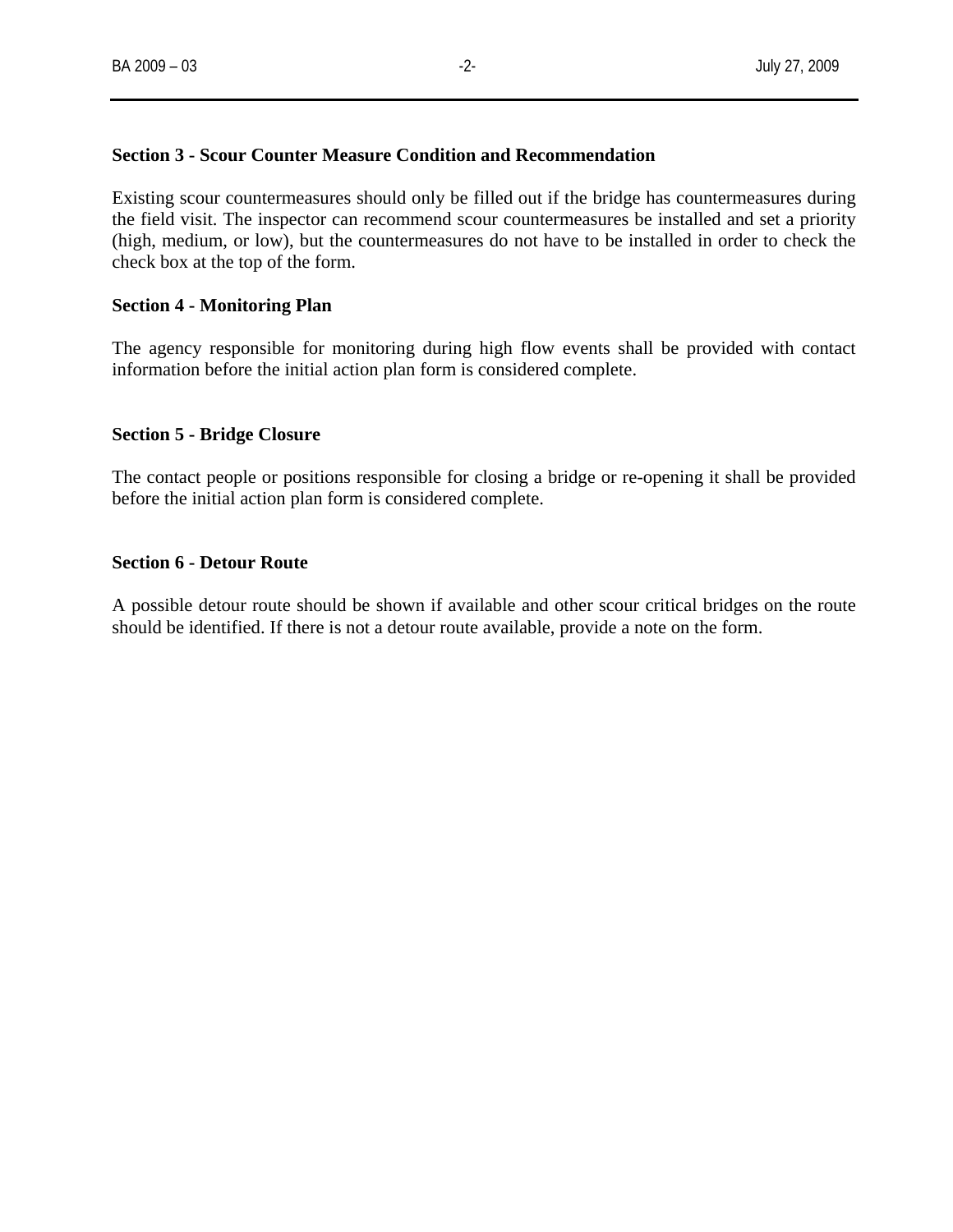**Section 3 - Scour Counter Measure Condition and Recommendation**

Existing scour countermeasures should only be filled out if the bridge has countermeasures during the field visit. The inspector can recommend scour countermeasures be installed and set a priority (high, medium, or low), but the countermeasures do not have to be installed in order to check the check box at the top of the form.

**Section 4 - Monitoring Plan**

The agency responsible for monitoring during high flow events shall be provided with contact information before the initial action plan form is considered complete.

**Section 5 - Bridge Closure**

The contact people or positions responsible for closing a bridge or re-opening it shall be provided before the initial action plan form is considered complete.

**Section 6 - Detour Route**

A possible detour route should be shown if available and other scour critical bridges on the route should be identified. If there is not a detour route available, provide a note on the form.